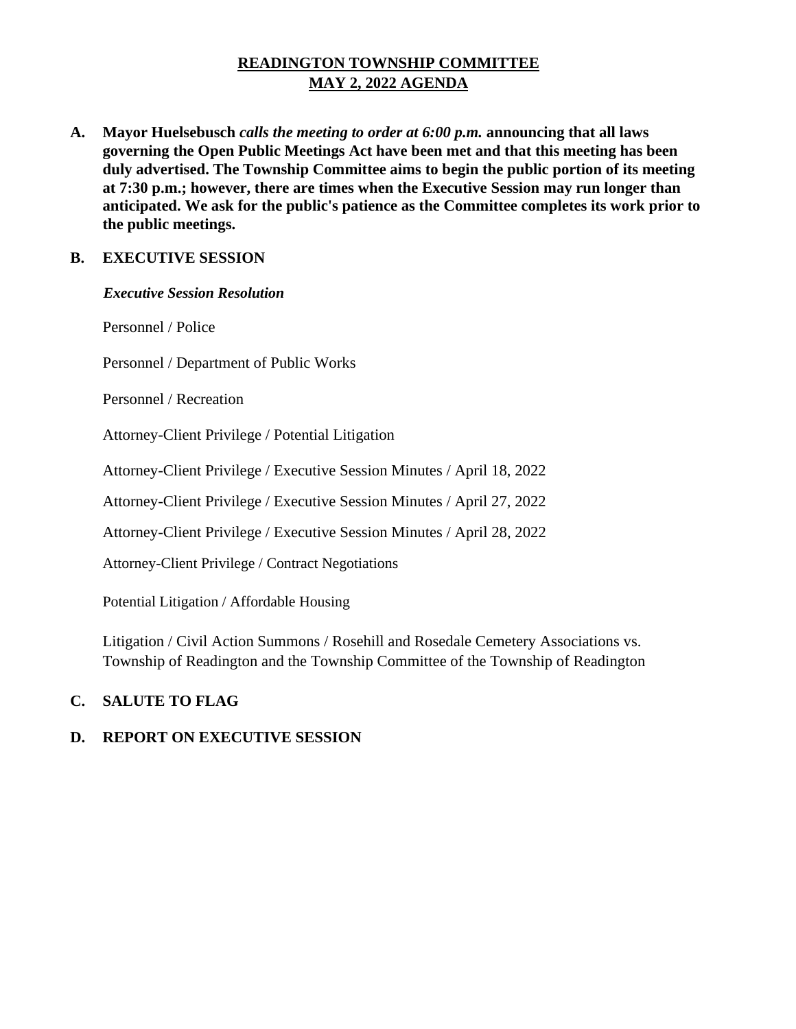# READINGTON TOWNSHIP COMMITTEE
# MAY 2, 2022 AGENDA

**A. Mayor Huelsebusch *calls the meeting to order at 6:00 p.m.* announcing that all laws governing the Open Public Meetings Act have been met and that this meeting has been duly advertised. The Township Committee aims to begin the public portion of its meeting at 7:30 p.m.; however, there are times when the Executive Session may run longer than anticipated. We ask for the public's patience as the Committee completes its work prior to the public meetings.**

**B. EXECUTIVE SESSION**

***Executive Session Resolution***

Personnel / Police

Personnel / Department of Public Works

Personnel / Recreation

Attorney-Client Privilege / Potential Litigation

Attorney-Client Privilege / Executive Session Minutes / April 18, 2022

Attorney-Client Privilege / Executive Session Minutes / April 27, 2022

Attorney-Client Privilege / Executive Session Minutes / April 28, 2022

Attorney-Client Privilege / Contract Negotiations

Potential Litigation / Affordable Housing

Litigation / Civil Action Summons / Rosehill and Rosedale Cemetery Associations vs. Township of Readington and the Township Committee of the Township of Readington

**C. SALUTE TO FLAG**

**D. REPORT ON EXECUTIVE SESSION**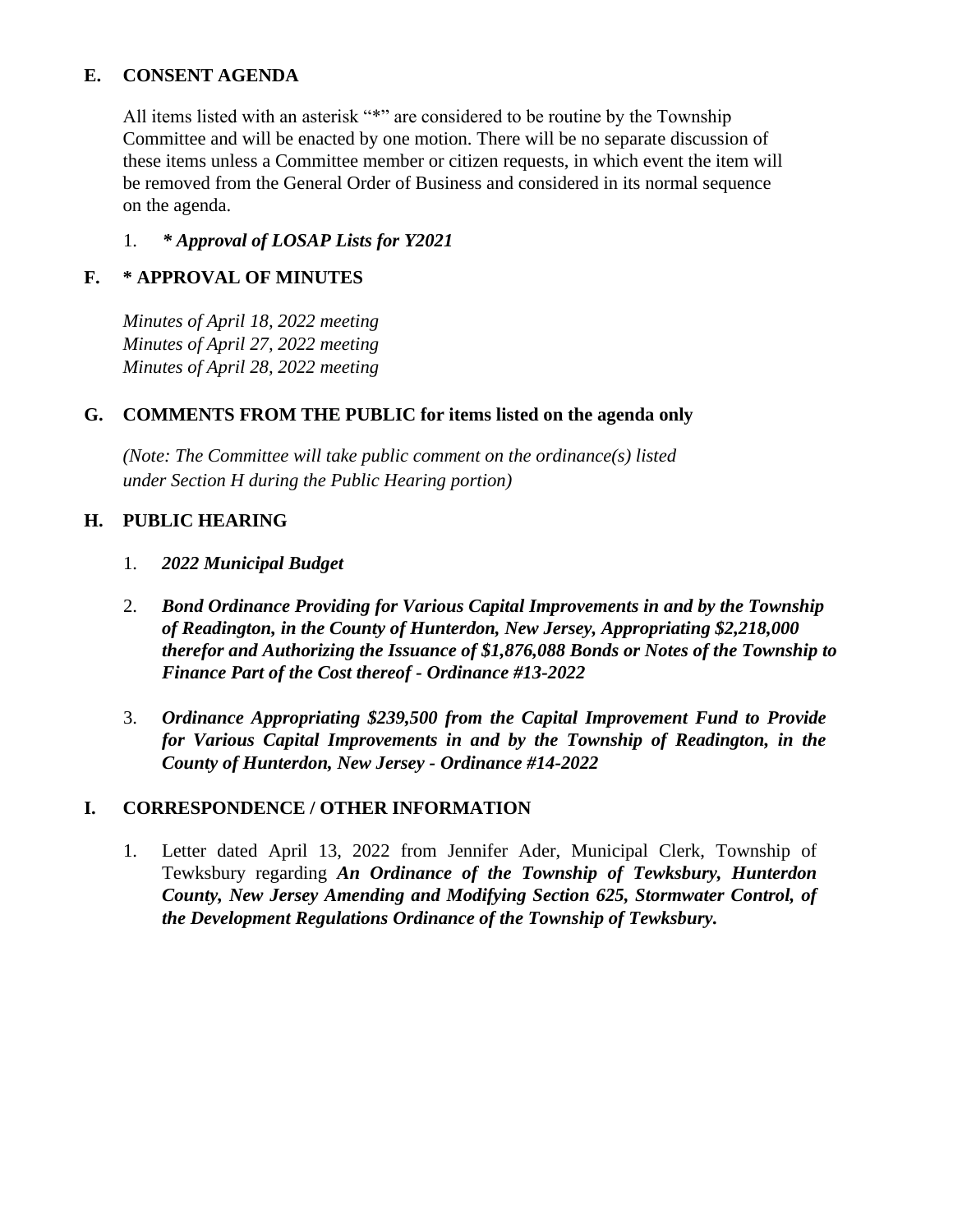## E. CONSENT AGENDA

All items listed with an asterisk "*" are considered to be routine by the Township Committee and will be enacted by one motion. There will be no separate discussion of these items unless a Committee member or citizen requests, in which event the item will be removed from the General Order of Business and considered in its normal sequence on the agenda.

1. ***\* Approval of LOSAP Lists for Y2021***

## F. * APPROVAL OF MINUTES

*Minutes of April 18, 2022 meeting*
*Minutes of April 27, 2022 meeting*
*Minutes of April 28, 2022 meeting*

## G. COMMENTS FROM THE PUBLIC for items listed on the agenda only

*(Note: The Committee will take public comment on the ordinance(s) listed under Section H during the Public Hearing portion)*

## H. PUBLIC HEARING

1. ***2022 Municipal Budget***

2. ***Bond Ordinance Providing for Various Capital Improvements in and by the Township of Readington, in the County of Hunterdon, New Jersey, Appropriating $2,218,000 therefor and Authorizing the Issuance of $1,876,088 Bonds or Notes of the Township to Finance Part of the Cost thereof - Ordinance #13-2022***

3. ***Ordinance Appropriating $239,500 from the Capital Improvement Fund to Provide for Various Capital Improvements in and by the Township of Readington, in the County of Hunterdon, New Jersey - Ordinance #14-2022***

## I. CORRESPONDENCE / OTHER INFORMATION

1. Letter dated April 13, 2022 from Jennifer Ader, Municipal Clerk, Township of Tewksbury regarding ***An Ordinance of the Township of Tewksbury, Hunterdon County, New Jersey Amending and Modifying Section 625, Stormwater Control, of the Development Regulations Ordinance of the Township of Tewksbury.***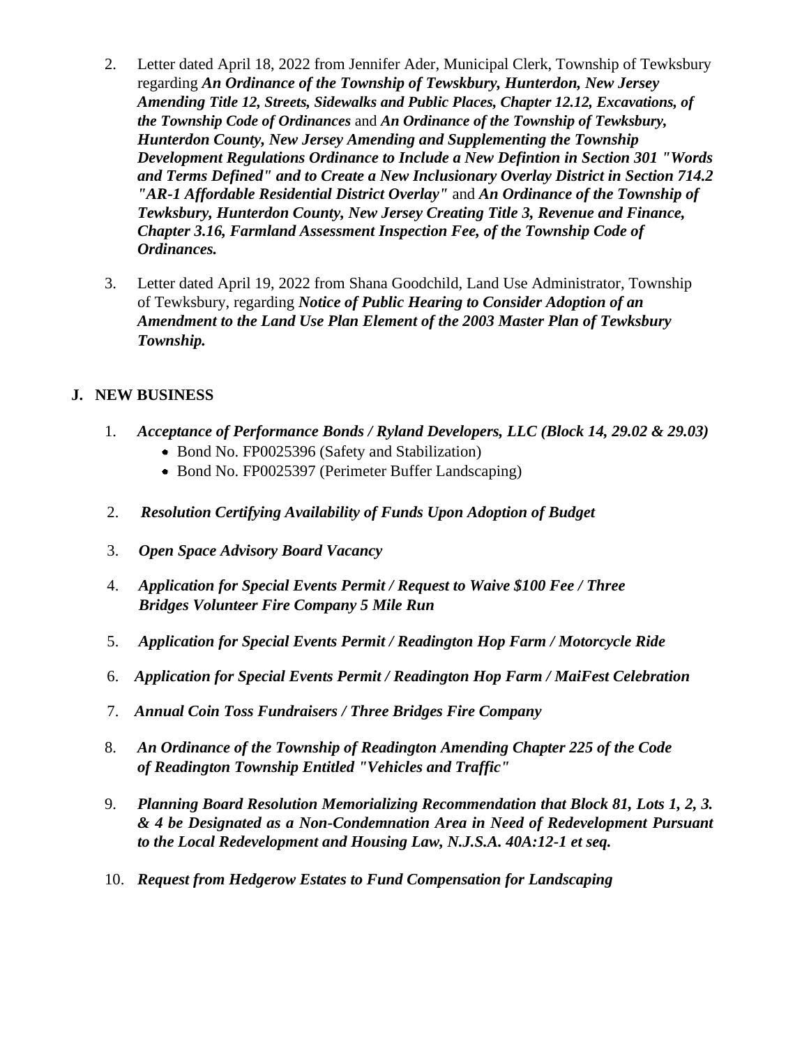2. Letter dated April 18, 2022 from Jennifer Ader, Municipal Clerk, Township of Tewksbury regarding ***An Ordinance of the Township of Tewskbury, Hunterdon, New Jersey Amending Title 12, Streets, Sidewalks and Public Places, Chapter 12.12, Excavations, of the Township Code of Ordinances*** and ***An Ordinance of the Township of Tewksbury, Hunterdon County, New Jersey Amending and Supplementing the Township Development Regulations Ordinance to Include a New Defintion in Section 301 "Words and Terms Defined" and to Create a New Inclusionary Overlay District in Section 714.2 "AR-1 Affordable Residential District Overlay"*** and ***An Ordinance of the Township of Tewksbury, Hunterdon County, New Jersey Creating Title 3, Revenue and Finance, Chapter 3.16, Farmland Assessment Inspection Fee, of the Township Code of Ordinances.***

3. Letter dated April 19, 2022 from Shana Goodchild, Land Use Administrator, Township of Tewksbury, regarding ***Notice of Public Hearing to Consider Adoption of an Amendment to the Land Use Plan Element of the 2003 Master Plan of Tewksbury Township.***

## J. NEW BUSINESS

1. ***Acceptance of Performance Bonds / Ryland Developers, LLC (Block 14, 29.02 & 29.03)***
   - Bond No. FP0025396 (Safety and Stabilization)
   - Bond No. FP0025397 (Perimeter Buffer Landscaping)

2. ***Resolution Certifying Availability of Funds Upon Adoption of Budget***

3. ***Open Space Advisory Board Vacancy***

4. ***Application for Special Events Permit / Request to Waive $100 Fee / Three Bridges Volunteer Fire Company 5 Mile Run***

5. ***Application for Special Events Permit / Readington Hop Farm / Motorcycle Ride***

6. ***Application for Special Events Permit / Readington Hop Farm / MaiFest Celebration***

7. ***Annual Coin Toss Fundraisers / Three Bridges Fire Company***

8. ***An Ordinance of the Township of Readington Amending Chapter 225 of the Code of Readington Township Entitled "Vehicles and Traffic"***

9. ***Planning Board Resolution Memorializing Recommendation that Block 81, Lots 1, 2, 3. & 4 be Designated as a Non-Condemnation Area in Need of Redevelopment Pursuant to the Local Redevelopment and Housing Law, N.J.S.A. 40A:12-1 et seq.***

10. ***Request from Hedgerow Estates to Fund Compensation for Landscaping***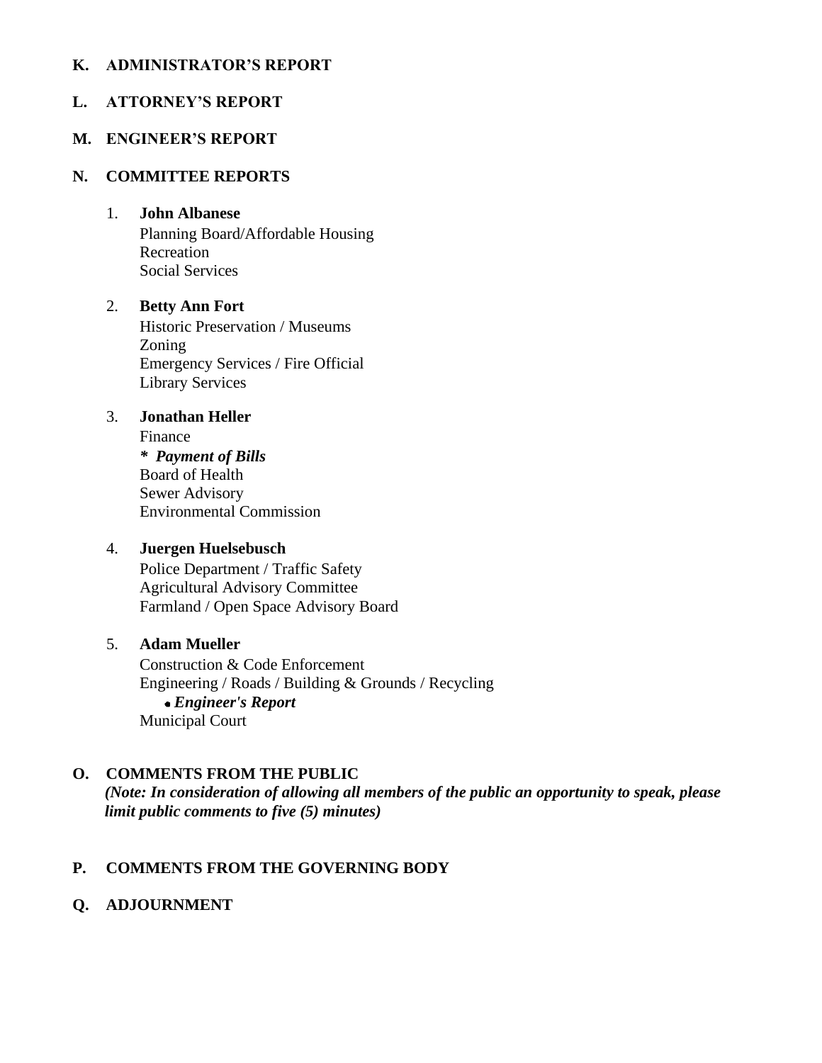**K. ADMINISTRATOR'S REPORT**

**L. ATTORNEY'S REPORT**

**M. ENGINEER'S REPORT**

**N. COMMITTEE REPORTS**

1. **John Albanese**
   Planning Board/Affordable Housing
   Recreation
   Social Services

2. **Betty Ann Fort**
   Historic Preservation / Museums
   Zoning
   Emergency Services / Fire Official
   Library Services

3. **Jonathan Heller**
   Finance
   ***\*  Payment of Bills***
   Board of Health
   Sewer Advisory
   Environmental Commission

4. **Juergen Huelsebusch**
   Police Department / Traffic Safety
   Agricultural Advisory Committee
   Farmland / Open Space Advisory Board

5. **Adam Mueller**
   Construction & Code Enforcement
   Engineering / Roads / Building & Grounds / Recycling
   - ***Engineer's Report***

   Municipal Court

**O. COMMENTS FROM THE PUBLIC**
***(Note: In consideration of allowing all members of the public an opportunity to speak, please limit public comments to five (5) minutes)***

**P. COMMENTS FROM THE GOVERNING BODY**

**Q. ADJOURNMENT**